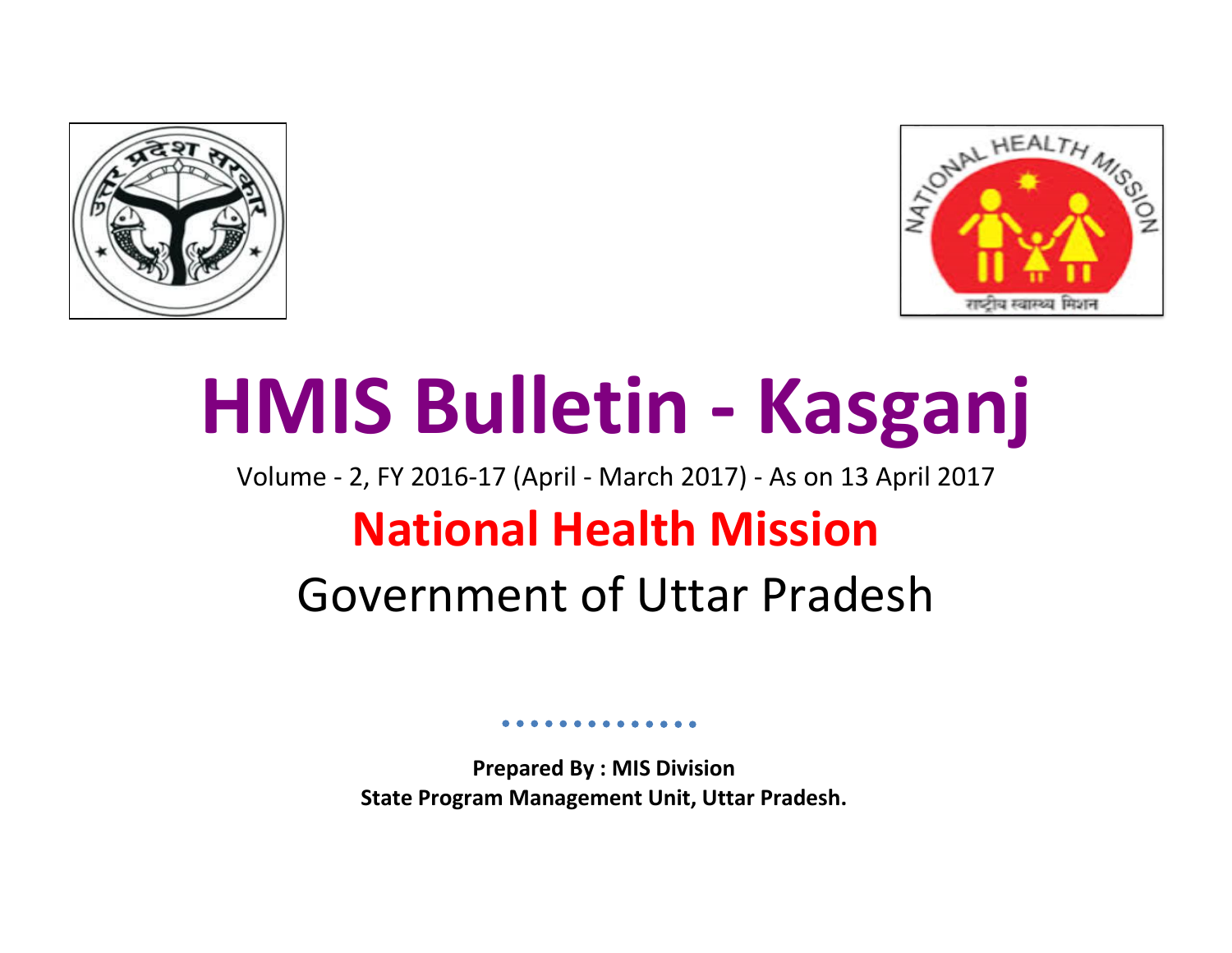# HMIS Bulletin - Kasganj

Volume - 2, FY 2016-17 (April - March 2017) - As on 13 April 2017

## National Health Mission

Government of Uttar Pradesh

**Prepared By : MIS Division**
**State Program Management Unit, Uttar Pradesh.**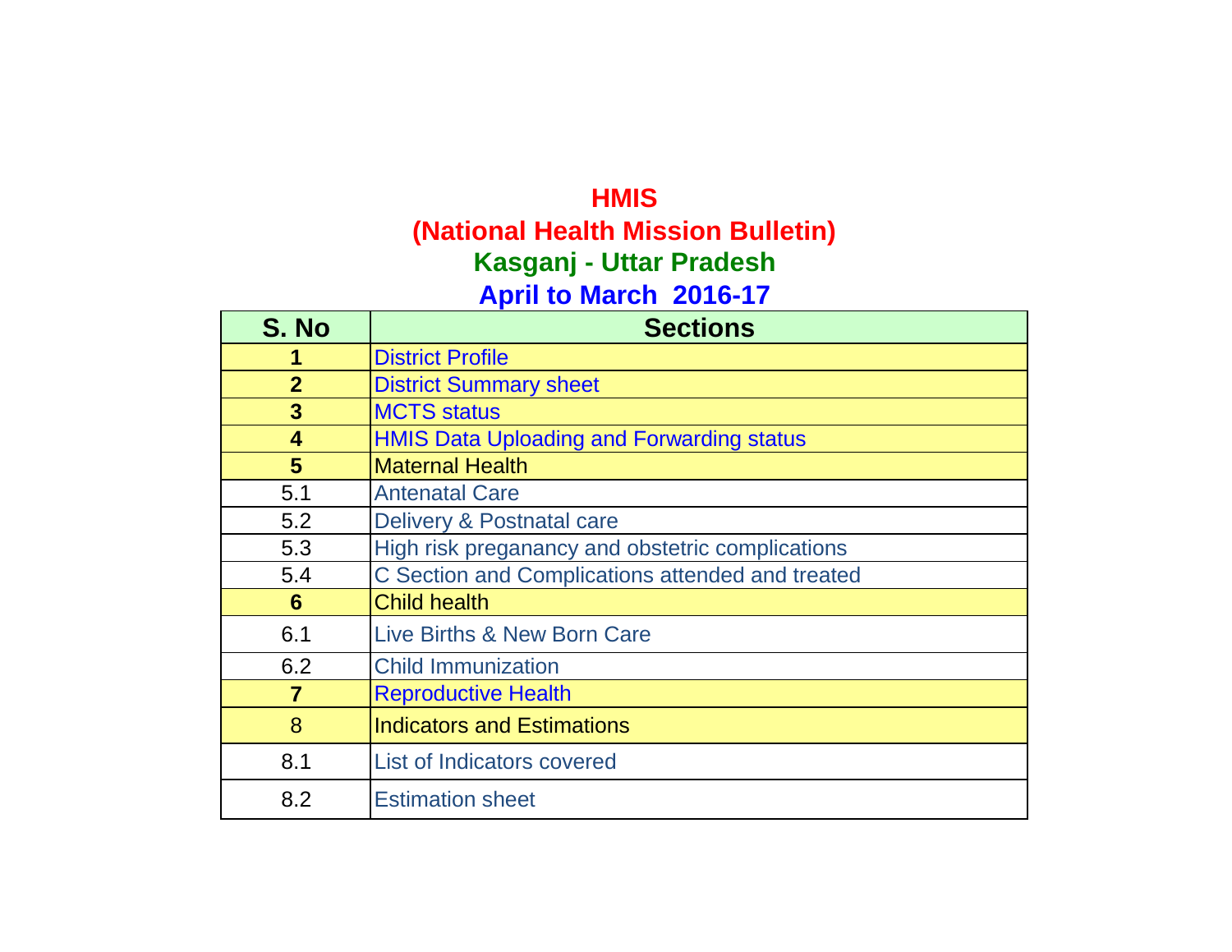# HMIS

## (National Health Mission Bulletin)

## Kasganj - Uttar Pradesh

## April to March 2016-17

| S. No | Sections |
|---|---|
| **1** | District Profile |
| **2** | District Summary sheet |
| **3** | MCTS status |
| **4** | HMIS Data Uploading and Forwarding status |
| **5** | Maternal Health |
| 5.1 | Antenatal Care |
| 5.2 | Delivery & Postnatal care |
| 5.3 | High risk preganancy and obstetric complications |
| 5.4 | C Section and Complications attended and treated |
| **6** | Child health |
| 6.1 | Live Births & New Born Care |
| 6.2 | Child Immunization |
| **7** | Reproductive Health |
| 8 | Indicators and Estimations |
| 8.1 | List of Indicators covered |
| 8.2 | Estimation sheet |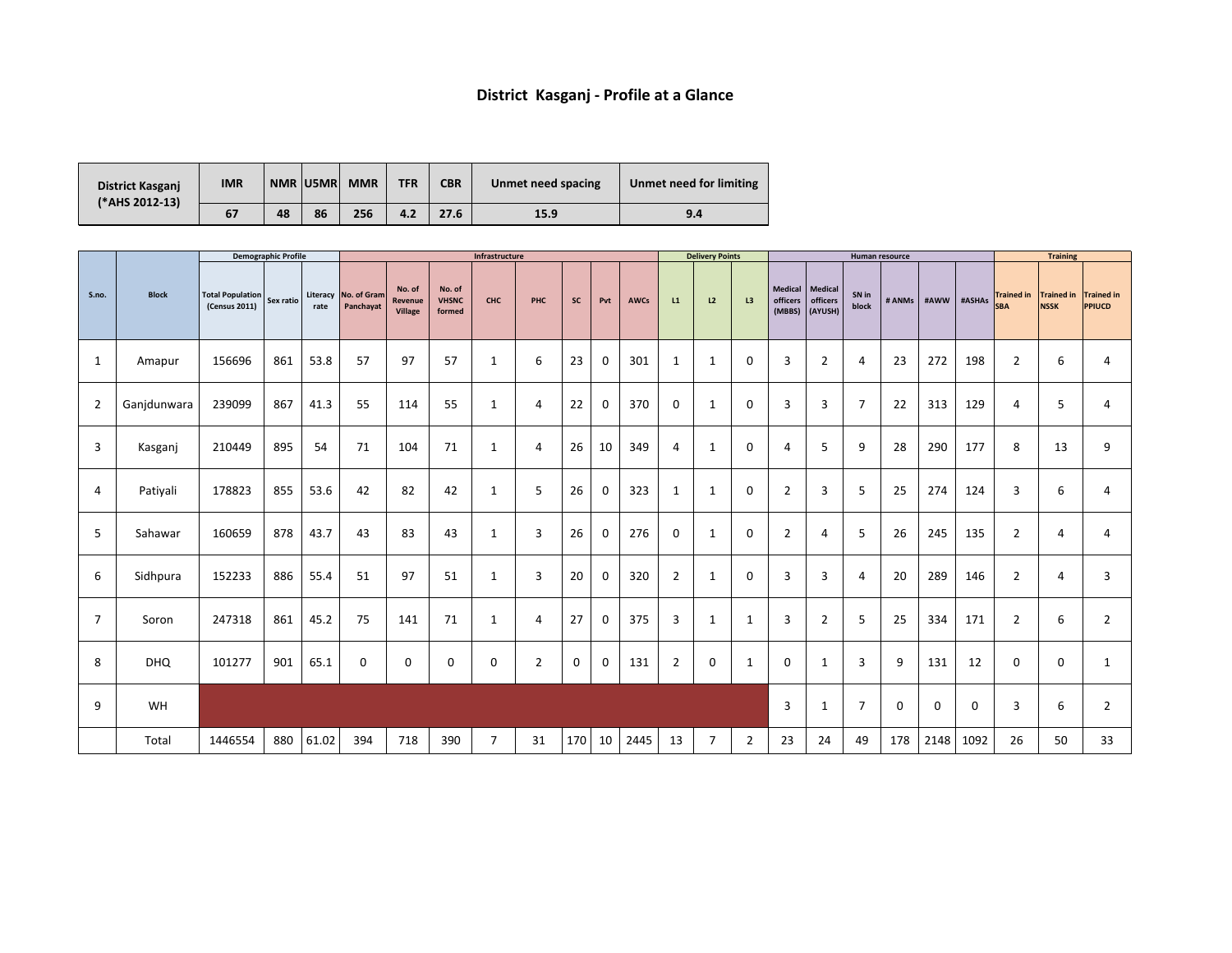# District Kasganj - Profile at a Glance

| District Kasganj (*AHS 2012-13) | IMR | NMR | U5MR | MMR | TFR | CBR | Unmet need spacing | Unmet need for limiting |
|---|---|---|---|---|---|---|---|---|
| | 67 | 48 | 86 | 256 | 4.2 | 27.6 | 15.9 | 9.4 |

| S.no. | Block | Demographic Profile | | | Infrastructure | | | | | | | | Delivery Points | | | Human resource | | | | | | Training | | |
|---|---|---|---|---|---|---|---|---|---|---|---|---|---|---|---|---|---|---|---|---|---|---|---|---|
| | | Total Population (Census 2011) | Sex ratio | Literacy rate | No. of Gram Panchayat | No. of Revenue Village | No. of VHSNC formed | CHC | PHC | SC | Pvt | AWCs | L1 | L2 | L3 | Medical officers (MBBS) | Medical officers (AYUSH) | SN in block | # ANMs | #AWW | #ASHAs | Trained in SBA | Trained in NSSK | Trained in PPIUCD |
| 1 | Amapur | 156696 | 861 | 53.8 | 57 | 97 | 57 | 1 | 6 | 23 | 0 | 301 | 1 | 1 | 0 | 3 | 2 | 4 | 23 | 272 | 198 | 2 | 6 | 4 |
| 2 | Ganjdunwara | 239099 | 867 | 41.3 | 55 | 114 | 55 | 1 | 4 | 22 | 0 | 370 | 0 | 1 | 0 | 3 | 3 | 7 | 22 | 313 | 129 | 4 | 5 | 4 |
| 3 | Kasganj | 210449 | 895 | 54 | 71 | 104 | 71 | 1 | 4 | 26 | 10 | 349 | 4 | 1 | 0 | 4 | 5 | 9 | 28 | 290 | 177 | 8 | 13 | 9 |
| 4 | Patiyali | 178823 | 855 | 53.6 | 42 | 82 | 42 | 1 | 5 | 26 | 0 | 323 | 1 | 1 | 0 | 2 | 3 | 5 | 25 | 274 | 124 | 3 | 6 | 4 |
| 5 | Sahawar | 160659 | 878 | 43.7 | 43 | 83 | 43 | 1 | 3 | 26 | 0 | 276 | 0 | 1 | 0 | 2 | 4 | 5 | 26 | 245 | 135 | 2 | 4 | 4 |
| 6 | Sidhpura | 152233 | 886 | 55.4 | 51 | 97 | 51 | 1 | 3 | 20 | 0 | 320 | 2 | 1 | 0 | 3 | 3 | 4 | 20 | 289 | 146 | 2 | 4 | 3 |
| 7 | Soron | 247318 | 861 | 45.2 | 75 | 141 | 71 | 1 | 4 | 27 | 0 | 375 | 3 | 1 | 1 | 3 | 2 | 5 | 25 | 334 | 171 | 2 | 6 | 2 |
| 8 | DHQ | 101277 | 901 | 65.1 | 0 | 0 | 0 | 0 | 2 | 0 | 0 | 131 | 2 | 0 | 1 | 0 | 1 | 3 | 9 | 131 | 12 | 0 | 0 | 1 |
| 9 | WH | | | | | | | | | | | | | | | 3 | 1 | 7 | 0 | 0 | 0 | 3 | 6 | 2 |
| | Total | 1446554 | 880 | 61.02 | 394 | 718 | 390 | 7 | 31 | 170 | 10 | 2445 | 13 | 7 | 2 | 23 | 24 | 49 | 178 | 2148 | 1092 | 26 | 50 | 33 |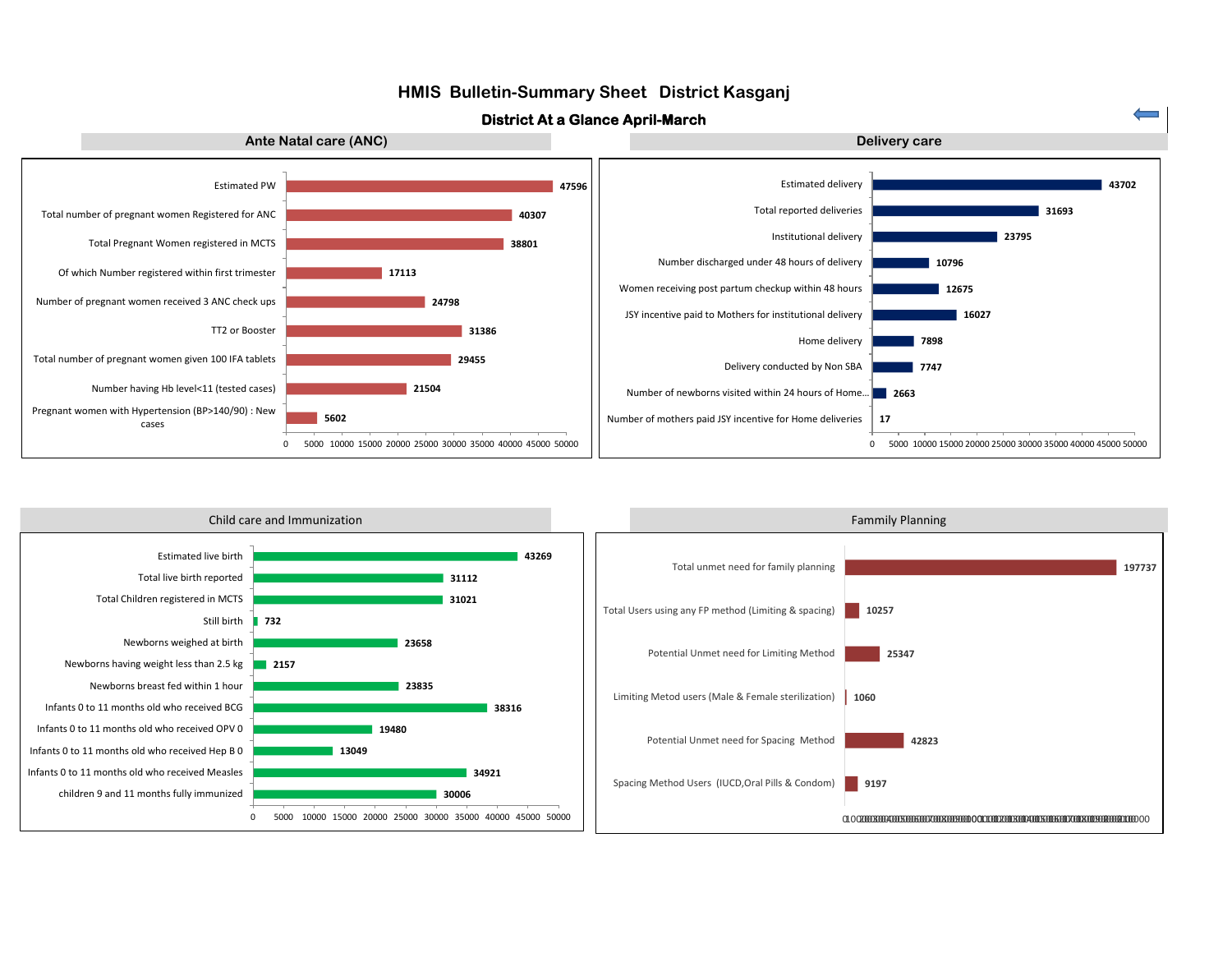# HMIS Bulletin-Summary Sheet District Kasganj

## District At a Glance April-March

### Ante Natal care (ANC)

| Indicator | Value |
|---|---|
| Estimated PW | 47596 |
| Total number of pregnant women Registered for ANC | 40307 |
| Total Pregnant Women registered in MCTS | 38801 |
| Of which Number registered within first trimester | 17113 |
| Number of pregnant women received 3 ANC check ups | 24798 |
| TT2 or Booster | 31386 |
| Total number of pregnant women given 100 IFA tablets | 29455 |
| Number having Hb level<11 (tested cases) | 21504 |
| Pregnant women with Hypertension (BP>140/90) : New cases | 5602 |

### Delivery care

| Indicator | Value |
|---|---|
| Estimated delivery | 43702 |
| Total reported deliveries | 31693 |
| Institutional delivery | 23795 |
| Number discharged under 48 hours of delivery | 10796 |
| Women receiving post partum checkup within 48 hours | 12675 |
| JSY incentive paid to Mothers for institutional delivery | 16027 |
| Home delivery | 7898 |
| Delivery conducted by Non SBA | 7747 |
| Number of newborns visited within 24 hours of Home... | 2663 |
| Number of mothers paid JSY incentive for Home deliveries | 17 |

### Child care and Immunization

| Indicator | Value |
|---|---|
| Estimated live birth | 43269 |
| Total live birth reported | 31112 |
| Total Children registered in MCTS | 31021 |
| Still birth | 732 |
| Newborns weighed at birth | 23658 |
| Newborns having weight less than 2.5 kg | 2157 |
| Newborns breast fed within 1 hour | 23835 |
| Infants 0 to 11 months old who received BCG | 38316 |
| Infants 0 to 11 months old who received OPV 0 | 19480 |
| Infants 0 to 11 months old who received Hep B 0 | 13049 |
| Infants 0 to 11 months old who received Measles | 34921 |
| children 9 and 11 months fully immunized | 30006 |

### Fammily Planning

| Indicator | Value |
|---|---|
| Total unmet need for family planning | 197737 |
| Total Users using any FP method (Limiting & spacing) | 10257 |
| Potential Unmet need for Limiting Method | 25347 |
| Limiting Metod users (Male & Female sterilization) | 1060 |
| Potential Unmet need for Spacing Method | 42823 |
| Spacing Method Users (IUCD,Oral Pills & Condom) | 9197 |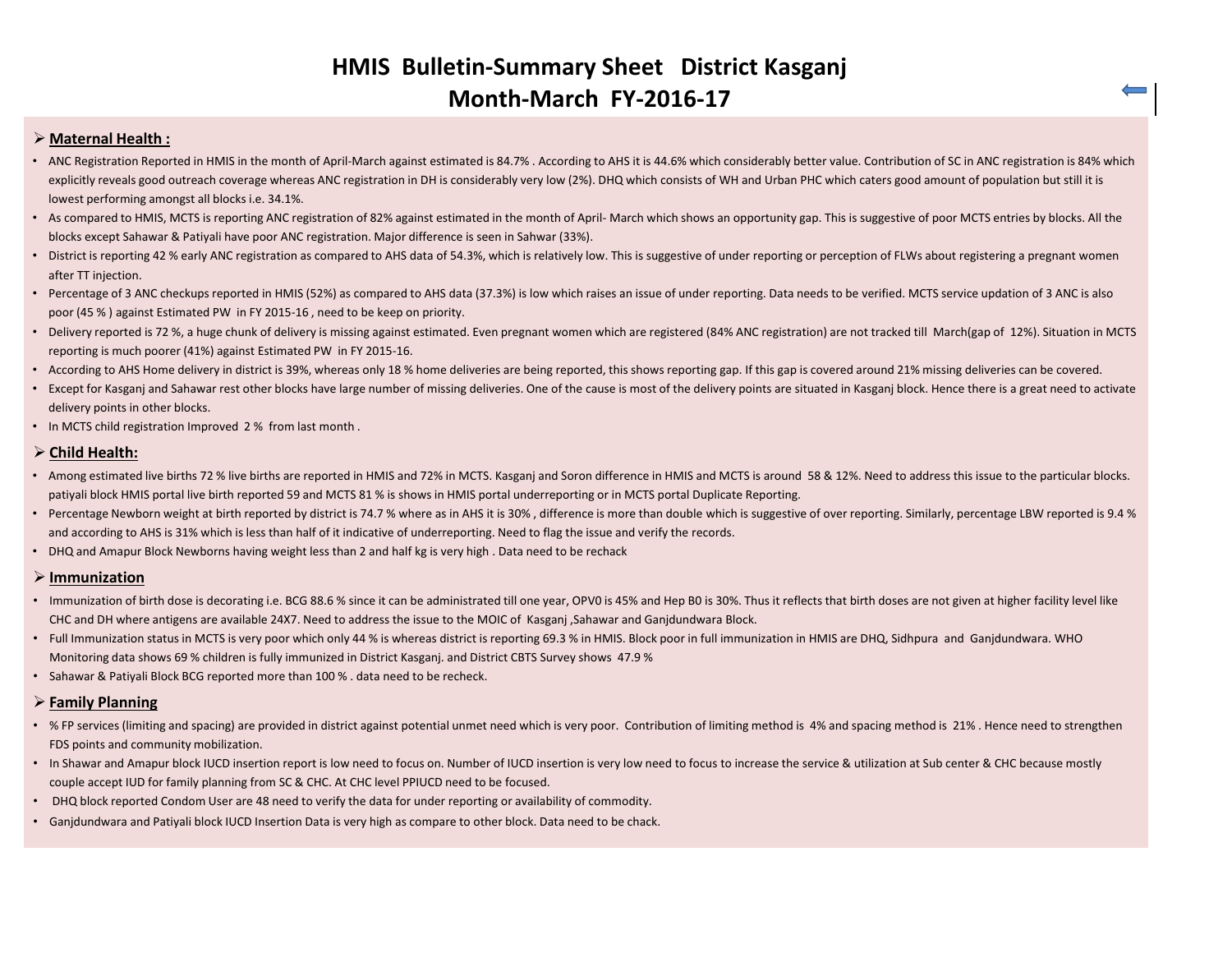# HMIS Bulletin-Summary Sheet District Kasganj
## Month-March FY-2016-17

### Maternal Health :

- ANC Registration Reported in HMIS in the month of April-March against estimated is 84.7% . According to AHS it is 44.6% which considerably better value. Contribution of SC in ANC registration is 84% which explicitly reveals good outreach coverage whereas ANC registration in DH is considerably very low (2%). DHQ which consists of WH and Urban PHC which caters good amount of population but still it is lowest performing amongst all blocks i.e. 34.1%.
- As compared to HMIS, MCTS is reporting ANC registration of 82% against estimated in the month of April- March which shows an opportunity gap. This is suggestive of poor MCTS entries by blocks. All the blocks except Sahawar & Patiyali have poor ANC registration. Major difference is seen in Sahwar (33%).
- District is reporting 42 % early ANC registration as compared to AHS data of 54.3%, which is relatively low. This is suggestive of under reporting or perception of FLWs about registering a pregnant women after TT injection.
- Percentage of 3 ANC checkups reported in HMIS (52%) as compared to AHS data (37.3%) is low which raises an issue of under reporting. Data needs to be verified. MCTS service updation of 3 ANC is also poor (45 % ) against Estimated PW in FY 2015-16 , need to be keep on priority.
- Delivery reported is 72 %, a huge chunk of delivery is missing against estimated. Even pregnant women which are registered (84% ANC registration) are not tracked till March(gap of 12%). Situation in MCTS reporting is much poorer (41%) against Estimated PW in FY 2015-16.
- According to AHS Home delivery in district is 39%, whereas only 18 % home deliveries are being reported, this shows reporting gap. If this gap is covered around 21% missing deliveries can be covered.
- Except for Kasganj and Sahawar rest other blocks have large number of missing deliveries. One of the cause is most of the delivery points are situated in Kasganj block. Hence there is a great need to activate delivery points in other blocks.
- In MCTS child registration Improved 2 % from last month .

### Child Health:

- Among estimated live births 72 % live births are reported in HMIS and 72% in MCTS. Kasganj and Soron difference in HMIS and MCTS is around 58 & 12%. Need to address this issue to the particular blocks. patiyali block HMIS portal live birth reported 59 and MCTS 81 % is shows in HMIS portal underreporting or in MCTS portal Duplicate Reporting.
- Percentage Newborn weight at birth reported by district is 74.7 % where as in AHS it is 30% , difference is more than double which is suggestive of over reporting. Similarly, percentage LBW reported is 9.4 % and according to AHS is 31% which is less than half of it indicative of underreporting. Need to flag the issue and verify the records.
- DHQ and Amapur Block Newborns having weight less than 2 and half kg is very high . Data need to be rechack

### Immunization

- Immunization of birth dose is decorating i.e. BCG 88.6 % since it can be administrated till one year, OPV0 is 45% and Hep B0 is 30%. Thus it reflects that birth doses are not given at higher facility level like CHC and DH where antigens are available 24X7. Need to address the issue to the MOIC of Kasganj ,Sahawar and Ganjdundwara Block.
- Full Immunization status in MCTS is very poor which only 44 % is whereas district is reporting 69.3 % in HMIS. Block poor in full immunization in HMIS are DHQ, Sidhpura and Ganjdundwara. WHO Monitoring data shows 69 % children is fully immunized in District Kasganj. and District CBTS Survey shows 47.9 %
- Sahawar & Patiyali Block BCG reported more than 100 % . data need to be recheck.

### Family Planning

- % FP services (limiting and spacing) are provided in district against potential unmet need which is very poor. Contribution of limiting method is 4% and spacing method is 21% . Hence need to strengthen FDS points and community mobilization.
- In Shawar and Amapur block IUCD insertion report is low need to focus on. Number of IUCD insertion is very low need to focus to increase the service & utilization at Sub center & CHC because mostly couple accept IUD for family planning from SC & CHC. At CHC level PPIUCD need to be focused.
- DHQ block reported Condom User are 48 need to verify the data for under reporting or availability of commodity.
- Ganjdundwara and Patiyali block IUCD Insertion Data is very high as compare to other block. Data need to be chack.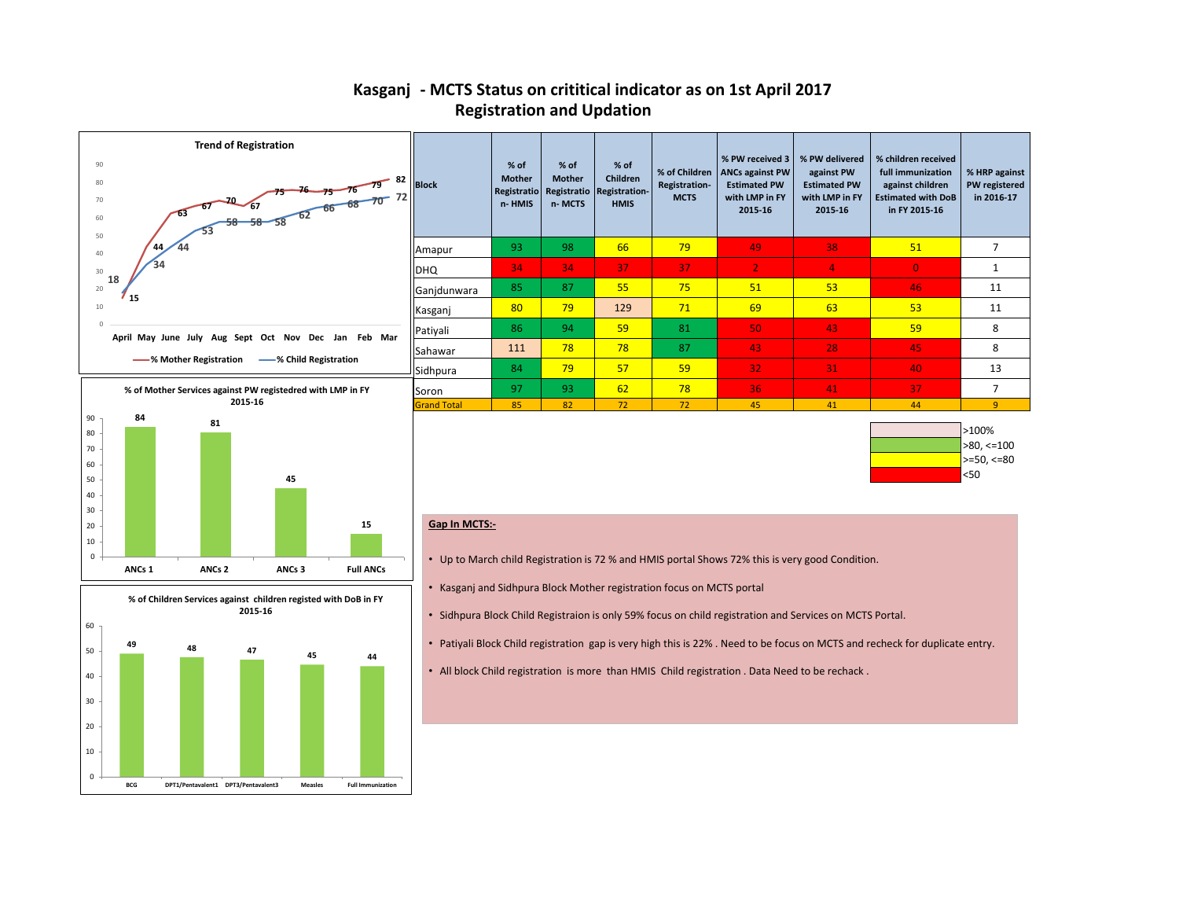# Kasganj - MCTS Status on crititical indicator as on 1st April 2017
## Registration and Updation

**Trend of Registration**

| | April | May | June | July | Aug | Sept | Oct | Nov | Dec | Jan | Feb | Mar |
|---|---|---|---|---|---|---|---|---|---|---|---|---|
| % Mother Registration | 15 | 44 | 63 | 67 | 70 | 67 | 75 | 76 | 75 | 76 | 79 | 82 |
| % Child Registration | 18 | 34 | 44 | 53 | 58 | 58 | 58 | 62 | 66 | 68 | 70 | 72 |

**% of Mother Services against PW registedred with LMP in FY 2015-16**

| ANCs 1 | ANCs 2 | ANCs 3 | Full ANCs |
|---|---|---|---|
| 84 | 81 | 45 | 15 |

**% of Children Services against children registed with DoB in FY 2015-16**

| BCG | DPT1/Pentavalent1 | DPT3/Pentavalent3 | Measles | Full Immunization |
|---|---|---|---|---|
| 49 | 48 | 47 | 45 | 44 |

| Block | % of Mother Registration- HMIS | % of Mother Registration- MCTS | % of Children Registration-HMIS | % of Children Registration-MCTS | % PW received 3 ANCs against PW Estimated PW with LMP in FY 2015-16 | % PW delivered against PW Estimated PW with LMP in FY 2015-16 | % children received full immunization against children Estimated with DoB in FY 2015-16 | % HRP against PW registered in 2016-17 |
|---|---|---|---|---|---|---|---|---|
| Amapur | 93 | 98 | 66 | 79 | 49 | 38 | 51 | 7 |
| DHQ | 34 | 34 | 37 | 37 | 2 | 4 | 0 | 1 |
| Ganjdunwara | 85 | 87 | 55 | 75 | 51 | 53 | 46 | 11 |
| Kasganj | 80 | 79 | 129 | 71 | 69 | 63 | 53 | 11 |
| Patiyali | 86 | 94 | 59 | 81 | 50 | 43 | 59 | 8 |
| Sahawar | 111 | 78 | 78 | 87 | 43 | 28 | 45 | 8 |
| Sidhpura | 84 | 79 | 57 | 59 | 32 | 31 | 40 | 13 |
| Soron | 97 | 93 | 62 | 78 | 36 | 41 | 37 | 7 |
| Grand Total | 85 | 82 | 72 | 72 | 45 | 41 | 44 | 9 |

Legend:
- >100%
- >80, <=100
- >=50, <=80
- <50

**Gap In MCTS:-**

- Up to March child Registration is 72 % and HMIS portal Shows 72% this is very good Condition.
- Kasganj and Sidhpura Block Mother registration focus on MCTS portal
- Sidhpura Block Child Registraion is only 59% focus on child registration and Services on MCTS Portal.
- Patiyali Block Child registration gap is very high this is 22% . Need to be focus on MCTS and recheck for duplicate entry.
- All block Child registration is more than HMIS Child registration . Data Need to be rechack .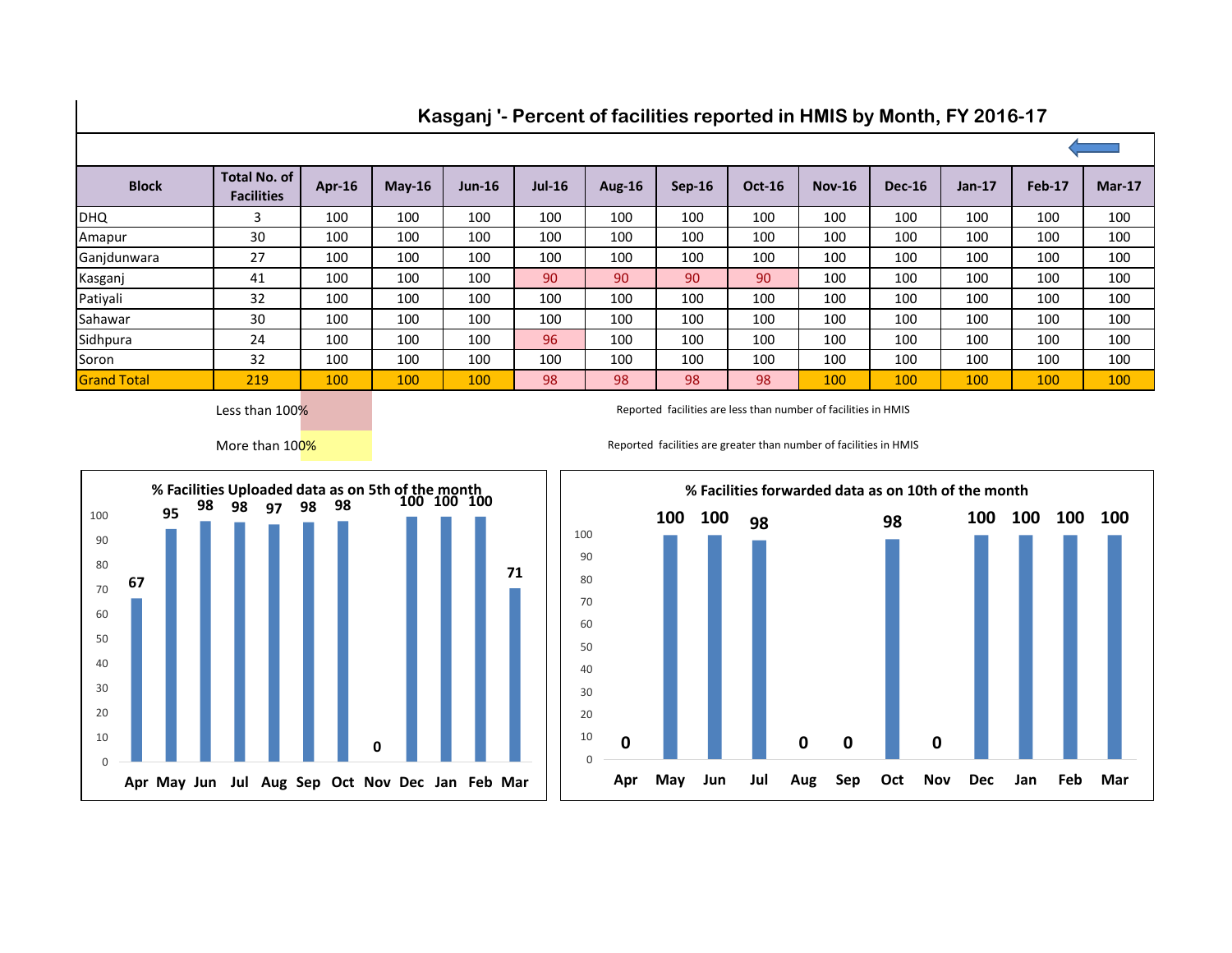## Kasganj '- Percent of facilities reported in HMIS by Month, FY 2016-17

| Block | Total No. of Facilities | Apr-16 | May-16 | Jun-16 | Jul-16 | Aug-16 | Sep-16 | Oct-16 | Nov-16 | Dec-16 | Jan-17 | Feb-17 | Mar-17 |
|---|---|---|---|---|---|---|---|---|---|---|---|---|---|
| DHQ | 3 | 100 | 100 | 100 | 100 | 100 | 100 | 100 | 100 | 100 | 100 | 100 | 100 |
| Amapur | 30 | 100 | 100 | 100 | 100 | 100 | 100 | 100 | 100 | 100 | 100 | 100 | 100 |
| Ganjdunwara | 27 | 100 | 100 | 100 | 100 | 100 | 100 | 100 | 100 | 100 | 100 | 100 | 100 |
| Kasganj | 41 | 100 | 100 | 100 | 90 | 90 | 90 | 90 | 100 | 100 | 100 | 100 | 100 |
| Patiyali | 32 | 100 | 100 | 100 | 100 | 100 | 100 | 100 | 100 | 100 | 100 | 100 | 100 |
| Sahawar | 30 | 100 | 100 | 100 | 100 | 100 | 100 | 100 | 100 | 100 | 100 | 100 | 100 |
| Sidhpura | 24 | 100 | 100 | 100 | 96 | 100 | 100 | 100 | 100 | 100 | 100 | 100 | 100 |
| Soron | 32 | 100 | 100 | 100 | 100 | 100 | 100 | 100 | 100 | 100 | 100 | 100 | 100 |
| Grand Total | 219 | 100 | 100 | 100 | 98 | 98 | 98 | 98 | 100 | 100 | 100 | 100 | 100 |

Less than 100% — Reported facilities are less than number of facilities in HMIS

More than 100% — Reported facilities are greater than number of facilities in HMIS

### % Facilities Uploaded data as on 5th of the month

| Apr | May | Jun | Jul | Aug | Sep | Oct | Nov | Dec | Jan | Feb | Mar |
|---|---|---|---|---|---|---|---|---|---|---|---|
| 67 | 95 | 98 | 98 | 97 | 98 | 98 | 0 | 100 | 100 | 100 | 71 |

### % Facilities forwarded data as on 10th of the month

| Apr | May | Jun | Jul | Aug | Sep | Oct | Nov | Dec | Jan | Feb | Mar |
|---|---|---|---|---|---|---|---|---|---|---|---|
| 0 | 100 | 100 | 98 | 0 | 0 | 98 | 0 | 100 | 100 | 100 | 100 |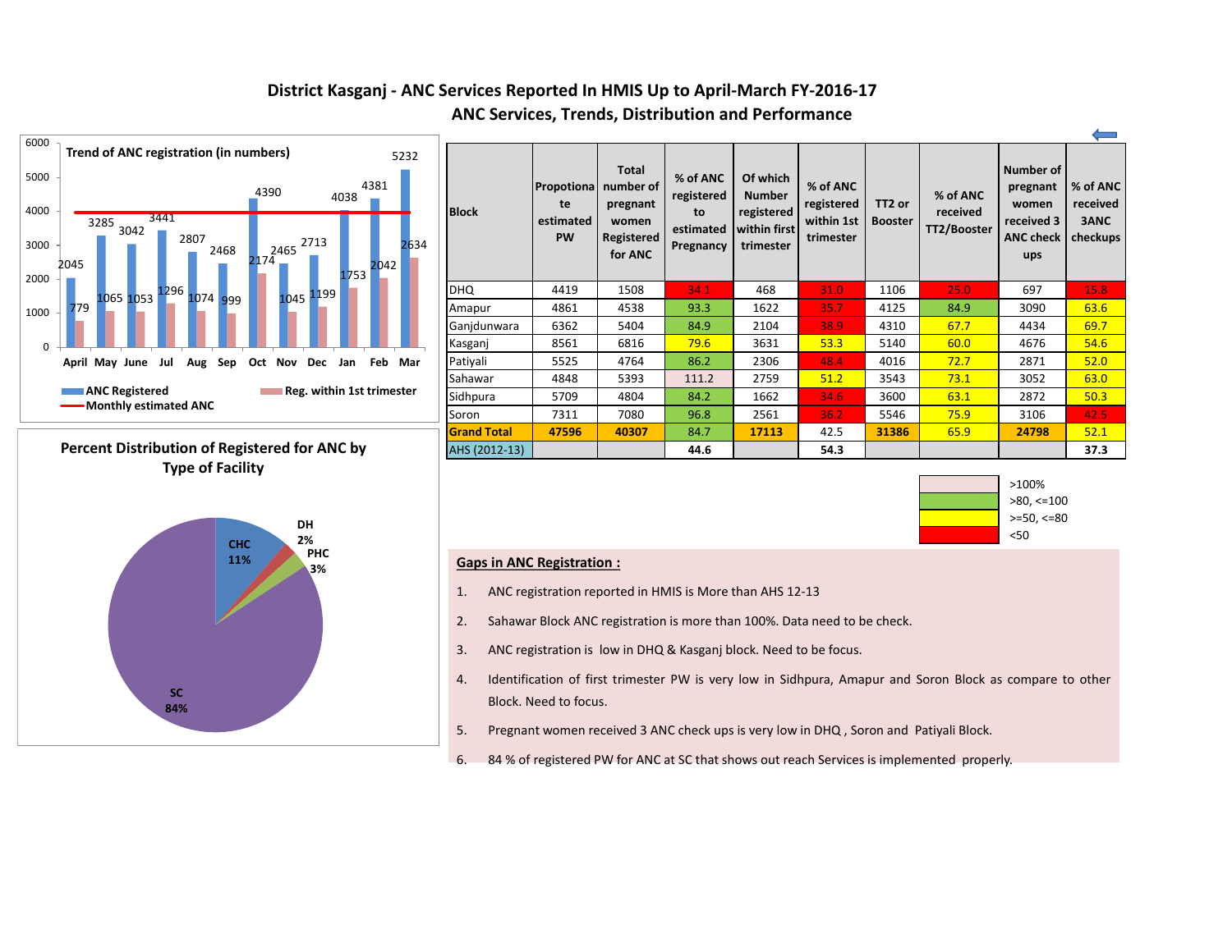# District Kasganj - ANC Services Reported In HMIS Up to April-March FY-2016-17

## ANC Services, Trends, Distribution and Performance

**Trend of ANC registration (in numbers)**

| Month | ANC Registered | Reg. within 1st trimester |
|---|---|---|
| April | 2045 | 779 |
| May | 3285 | 1065 |
| June | 3042 | 1053 |
| Jul | 3441 | 1296 |
| Aug | 2807 | 1074 |
| Sep | 2468 | 999 |
| Oct | 4390 | 2174 |
| Nov | 2465 | 1045 |
| Dec | 2713 | 1199 |
| Jan | 4038 | 1753 |
| Feb | 4381 | 2042 |
| Mar | 5232 | 2634 |

Legend: ANC Registered; Reg. within 1st trimester; Monthly estimated ANC

**Percent Distribution of Registered for ANC by Type of Facility**

| Facility | Percent |
|---|---|
| SC | 84% |
| CHC | 11% |
| PHC | 3% |
| DH | 2% |

| Block | Propotionate estimated PW | Total number of pregnant women Registered for ANC | % of ANC registered to estimated Pregnancy | Of which Number registered within first trimester | % of ANC registered within 1st trimester | TT2 or Booster | % of ANC received TT2/Booster | Number of pregnant women received 3 ANC check ups | % of ANC received 3ANC checkups |
|---|---|---|---|---|---|---|---|---|---|
| DHQ | 4419 | 1508 | 34.1 | 468 | 31.0 | 1106 | 25.0 | 697 | 15.8 |
| Amapur | 4861 | 4538 | 93.3 | 1622 | 35.7 | 4125 | 84.9 | 3090 | 63.6 |
| Ganjdunwara | 6362 | 5404 | 84.9 | 2104 | 38.9 | 4310 | 67.7 | 4434 | 69.7 |
| Kasganj | 8561 | 6816 | 79.6 | 3631 | 53.3 | 5140 | 60.0 | 4676 | 54.6 |
| Patiyali | 5525 | 4764 | 86.2 | 2306 | 48.4 | 4016 | 72.7 | 2871 | 52.0 |
| Sahawar | 4848 | 5393 | 111.2 | 2759 | 51.2 | 3543 | 73.1 | 3052 | 63.0 |
| Sidhpura | 5709 | 4804 | 84.2 | 1662 | 34.6 | 3600 | 63.1 | 2872 | 50.3 |
| Soron | 7311 | 7080 | 96.8 | 2561 | 36.2 | 5546 | 75.9 | 3106 | 42.5 |
| **Grand Total** | **47596** | **40307** | 84.7 | **17113** | 42.5 | **31386** | 65.9 | **24798** | 52.1 |
| AHS (2012-13) | | | **44.6** | | **54.3** | | | | **37.3** |

Legend: >100%; >80, <=100; >=50, <=80; <50

**Gaps in ANC Registration :**

1. ANC registration reported in HMIS is More than AHS 12-13
2. Sahawar Block ANC registration is more than 100%. Data need to be check.
3. ANC registration is low in DHQ & Kasganj block. Need to be focus.
4. Identification of first trimester PW is very low in Sidhpura, Amapur and Soron Block as compare to other Block. Need to focus.
5. Pregnant women received 3 ANC check ups is very low in DHQ , Soron and Patiyali Block.
6. 84 % of registered PW for ANC at SC that shows out reach Services is implemented properly.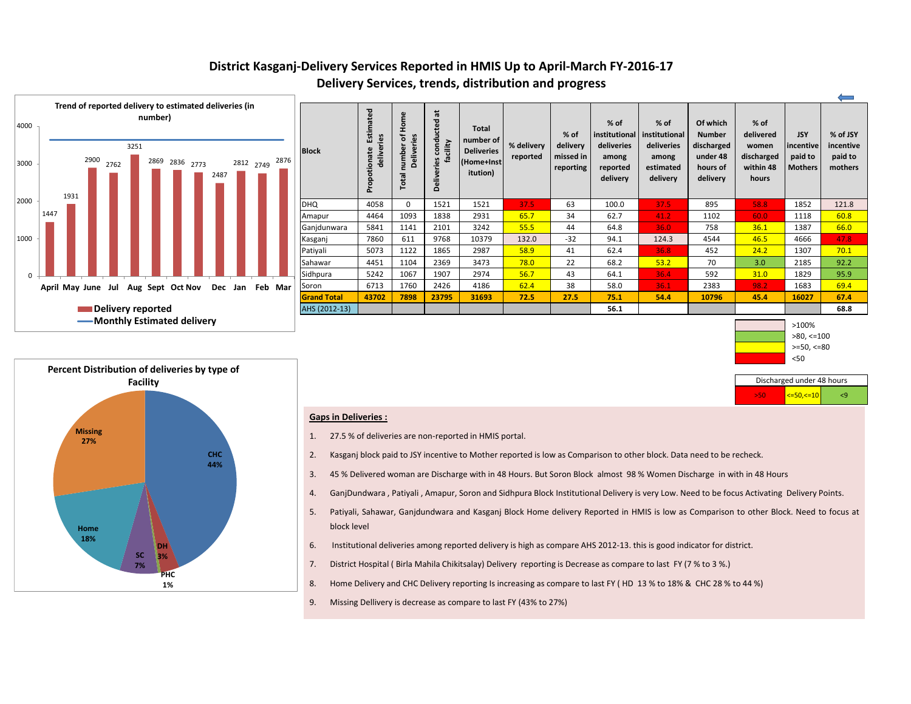# District Kasganj-Delivery Services Reported in HMIS Up to April-March FY-2016-17

## Delivery Services, trends, distribution and progress

**Trend of reported delivery to estimated deliveries (in number)**

| Month | April | May | June | Jul | Aug | Sept | Oct | Nov | Dec | Jan | Feb | Mar |
|---|---|---|---|---|---|---|---|---|---|---|---|---|
| Delivery reported | 1447 | 1931 | 2900 | 2762 | 3251 | 2869 | 2836 | 2773 | 2487 | 2812 | 2749 | 2876 |

Delivery reported
Monthly Estimated delivery

| Block | Propotionate Estimated deliveries | Total number of Home Deliveries | Deliveries conducted at facility | Total number of Deliveries (Home+Institution) | % delivery reported | % of delivery missed in reporting | % of institutional deliveries among reported delivery | % of institutional deliveries among estimated delivery | Of which Number discharged under 48 hours of delivery | % of delivered women discharged within 48 hours | JSY incentive paid to Mothers | % of JSY incentive paid to mothers |
|---|---|---|---|---|---|---|---|---|---|---|---|---|
| DHQ | 4058 | 0 | 1521 | 1521 | 37.5 | 63 | 100.0 | 37.5 | 895 | 58.8 | 1852 | 121.8 |
| Amapur | 4464 | 1093 | 1838 | 2931 | 65.7 | 34 | 62.7 | 41.2 | 1102 | 60.0 | 1118 | 60.8 |
| Ganjdunwara | 5841 | 1141 | 2101 | 3242 | 55.5 | 44 | 64.8 | 36.0 | 758 | 36.1 | 1387 | 66.0 |
| Kasganj | 7860 | 611 | 9768 | 10379 | 132.0 | -32 | 94.1 | 124.3 | 4544 | 46.5 | 4666 | 47.8 |
| Patiyali | 5073 | 1122 | 1865 | 2987 | 58.9 | 41 | 62.4 | 36.8 | 452 | 24.2 | 1307 | 70.1 |
| Sahawar | 4451 | 1104 | 2369 | 3473 | 78.0 | 22 | 68.2 | 53.2 | 70 | 3.0 | 2185 | 92.2 |
| Sidhpura | 5242 | 1067 | 1907 | 2974 | 56.7 | 43 | 64.1 | 36.4 | 592 | 31.0 | 1829 | 95.9 |
| Soron | 6713 | 1760 | 2426 | 4186 | 62.4 | 38 | 58.0 | 36.1 | 2383 | 98.2 | 1683 | 69.4 |
| **Grand Total** | **43702** | **7898** | **23795** | **31693** | **72.5** | **27.5** | **75.1** | **54.4** | **10796** | **45.4** | **16027** | **67.4** |
| AHS (2012-13) | | | | | | | 56.1 | | | | | 68.8 |

Legend:
- >100%
- >80, <=100
- >=50, <=80
- <50

| Discharged under 48 hours | | |
|---|---|---|
| >50 | <=50,<=10 | <9 |

**Percent Distribution of deliveries by type of Facility**

- CHC 44%
- Missing 27%
- Home 18%
- SC 7%
- DH 3%
- PHC 1%

**Gaps in Deliveries :**

1. 27.5 % of deliveries are non-reported in HMIS portal.
2. Kasganj block paid to JSY incentive to Mother reported is low as Comparison to other block. Data need to be recheck.
3. 45 % Delivered woman are Discharge with in 48 Hours. But Soron Block almost 98 % Women Discharge in with in 48 Hours
4. GanjDundwara , Patiyali , Amapur, Soron and Sidhpura Block Institutional Delivery is very Low. Need to be focus Activating Delivery Points.
5. Patiyali, Sahawar, Ganjdundwara and Kasganj Block Home delivery Reported in HMIS is low as Comparison to other Block. Need to focus at block level
6. Institutional deliveries among reported delivery is high as compare AHS 2012-13. this is good indicator for district.
7. District Hospital ( Birla Mahila Chikitsalay) Delivery reporting is Decrease as compare to last FY (7 % to 3 %.)
8. Home Delivery and CHC Delivery reporting Is increasing as compare to last FY ( HD 13 % to 18% & CHC 28 % to 44 %)
9. Missing Dellivery is decrease as compare to last FY (43% to 27%)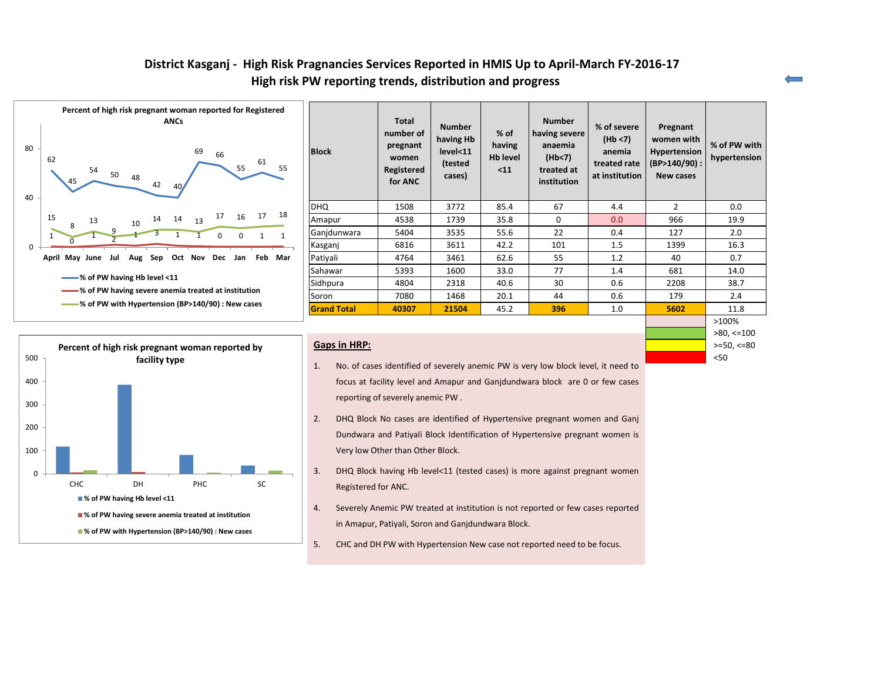# District Kasganj - High Risk Pragnancies Services Reported in HMIS Up to April-March FY-2016-17

## High risk PW reporting trends, distribution and progress

**Percent of high risk pregnant woman reported for Registered ANCs**

| Month | April | May | June | Jul | Aug | Sep | Oct | Nov | Dec | Jan | Feb | Mar |
|---|---|---|---|---|---|---|---|---|---|---|---|---|
| % of PW having Hb level <11 | 62 | 45 | 54 | 50 | 48 | 42 | 40 | 69 | 66 | 55 | 61 | 55 |
| % of PW having severe anemia treated at institution | 1 | 0 | 1 | 2 | 1 | 3 | 1 | 1 | 0 | 0 | 1 | 1 |
| % of PW with Hypertension (BP>140/90) : New cases | 15 | 8 | 13 | 9 | 10 | 14 | 14 | 13 | 17 | 16 | 17 | 18 |

| Block | Total number of pregnant women Registered for ANC | Number having Hb level<11 (tested cases) | % of having Hb level <11 | Number having severe anaemia (Hb<7) treated at institution | % of severe (Hb <7) anemia treated rate at institution | Pregnant women with Hypertension (BP>140/90) : New cases | % of PW with hypertension |
|---|---|---|---|---|---|---|---|
| DHQ | 1508 | 3772 | 85.4 | 67 | 4.4 | 2 | 0.0 |
| Amapur | 4538 | 1739 | 35.8 | 0 | 0.0 | 966 | 19.9 |
| Ganjdunwara | 5404 | 3535 | 55.6 | 22 | 0.4 | 127 | 2.0 |
| Kasganj | 6816 | 3611 | 42.2 | 101 | 1.5 | 1399 | 16.3 |
| Patiyali | 4764 | 3461 | 62.6 | 55 | 1.2 | 40 | 0.7 |
| Sahawar | 5393 | 1600 | 33.0 | 77 | 1.4 | 681 | 14.0 |
| Sidhpura | 4804 | 2318 | 40.6 | 30 | 0.6 | 2208 | 38.7 |
| Soron | 7080 | 1468 | 20.1 | 44 | 0.6 | 179 | 2.4 |
| **Grand Total** | **40307** | **21504** | 45.2 | **396** | 1.0 | **5602** | 11.8 |

Legend: >100%; >80, <=100; >=50, <=80; <50

**Percent of high risk pregnant woman reported by facility type**

Categories: CHC, DH, PHC, SC

- % of PW having Hb level <11
- % of PW having severe anemia treated at institution
- % of PW with Hypertension (BP>140/90) : New cases

**Gaps in HRP:**

1. No. of cases identified of severely anemic PW is very low block level, it need to focus at facility level and Amapur and Ganjdundwara block are 0 or few cases reporting of severely anemic PW .
2. DHQ Block No cases are identified of Hypertensive pregnant women and Ganj Dundwara and Patiyali Block Identification of Hypertensive pregnant women is Very low Other than Other Block.
3. DHQ Block having Hb level<11 (tested cases) is more against pregnant women Registered for ANC.
4. Severely Anemic PW treated at institution is not reported or few cases reported in Amapur, Patiyali, Soron and Ganjdundwara Block.
5. CHC and DH PW with Hypertension New case not reported need to be focus.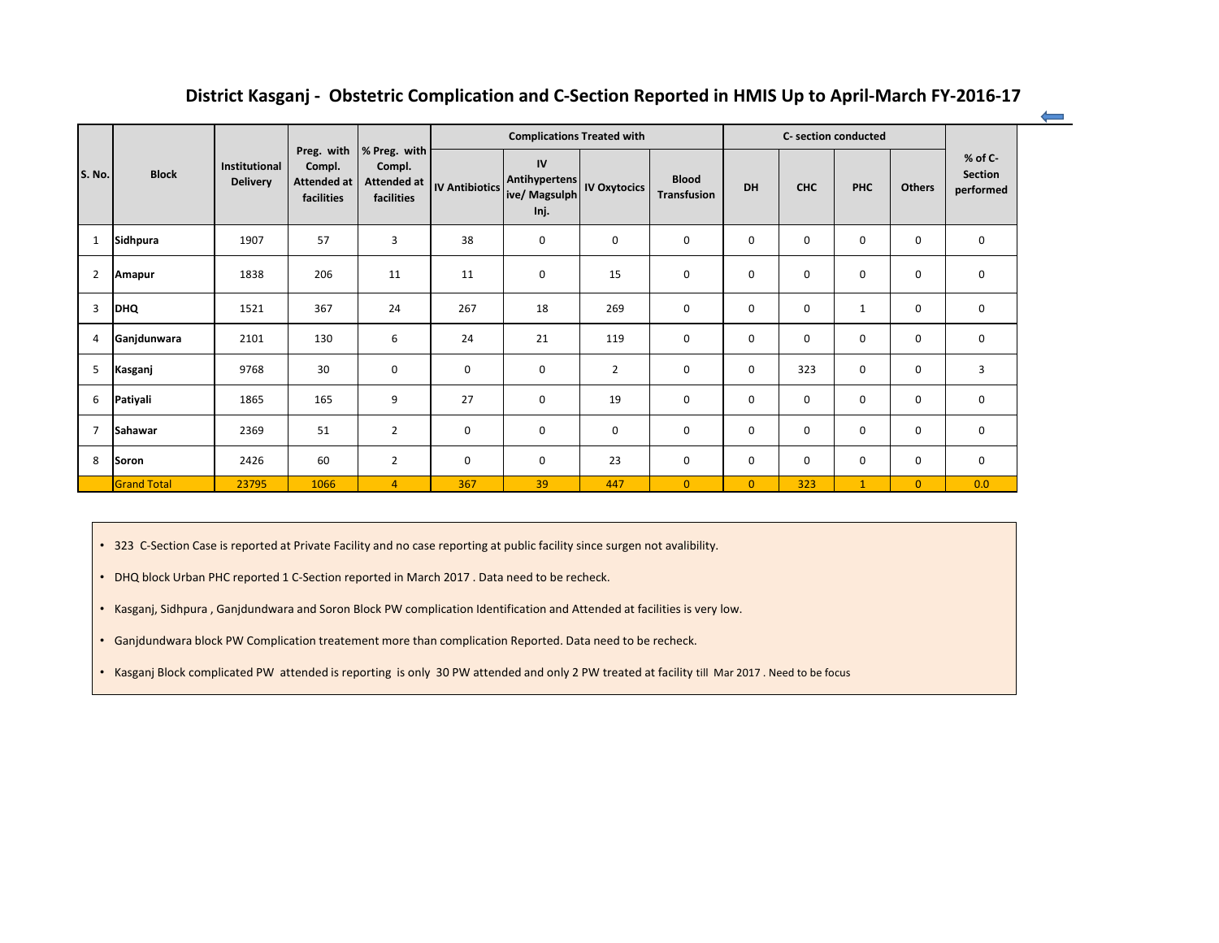## District Kasganj - Obstetric Complication and C-Section Reported in HMIS Up to April-March FY-2016-17

| S. No. | Block | Institutional Delivery | Preg. with Compl. Attended at facilities | % Preg. with Compl. Attended at facilities | Complications Treated with | | | | C- section conducted | | | | % of C-Section performed |
|---|---|---|---|---|---|---|---|---|---|---|---|---|---|
| | | | | | IV Antibiotics | IV Antihypertensive/ Magsulph Inj. | IV Oxytocics | Blood Transfusion | DH | CHC | PHC | Others | |
| 1 | Sidhpura | 1907 | 57 | 3 | 38 | 0 | 0 | 0 | 0 | 0 | 0 | 0 | 0 |
| 2 | Amapur | 1838 | 206 | 11 | 11 | 0 | 15 | 0 | 0 | 0 | 0 | 0 | 0 |
| 3 | DHQ | 1521 | 367 | 24 | 267 | 18 | 269 | 0 | 0 | 0 | 1 | 0 | 0 |
| 4 | Ganjdunwara | 2101 | 130 | 6 | 24 | 21 | 119 | 0 | 0 | 0 | 0 | 0 | 0 |
| 5 | Kasganj | 9768 | 30 | 0 | 0 | 0 | 2 | 0 | 0 | 323 | 0 | 0 | 3 |
| 6 | Patiyali | 1865 | 165 | 9 | 27 | 0 | 19 | 0 | 0 | 0 | 0 | 0 | 0 |
| 7 | Sahawar | 2369 | 51 | 2 | 0 | 0 | 0 | 0 | 0 | 0 | 0 | 0 | 0 |
| 8 | Soron | 2426 | 60 | 2 | 0 | 0 | 23 | 0 | 0 | 0 | 0 | 0 | 0 |
| | Grand Total | 23795 | 1066 | 4 | 367 | 39 | 447 | 0 | 0 | 323 | 1 | 0 | 0.0 |

- 323 C-Section Case is reported at Private Facility and no case reporting at public facility since surgen not avalibility.
- DHQ block Urban PHC reported 1 C-Section reported in March 2017 . Data need to be recheck.
- Kasganj, Sidhpura , Ganjdundwara and Soron Block PW complication Identification and Attended at facilities is very low.
- Ganjdundwara block PW Complication treatement more than complication Reported. Data need to be recheck.
- Kasganj Block complicated PW attended is reporting is only 30 PW attended and only 2 PW treated at facility till Mar 2017 . Need to be focus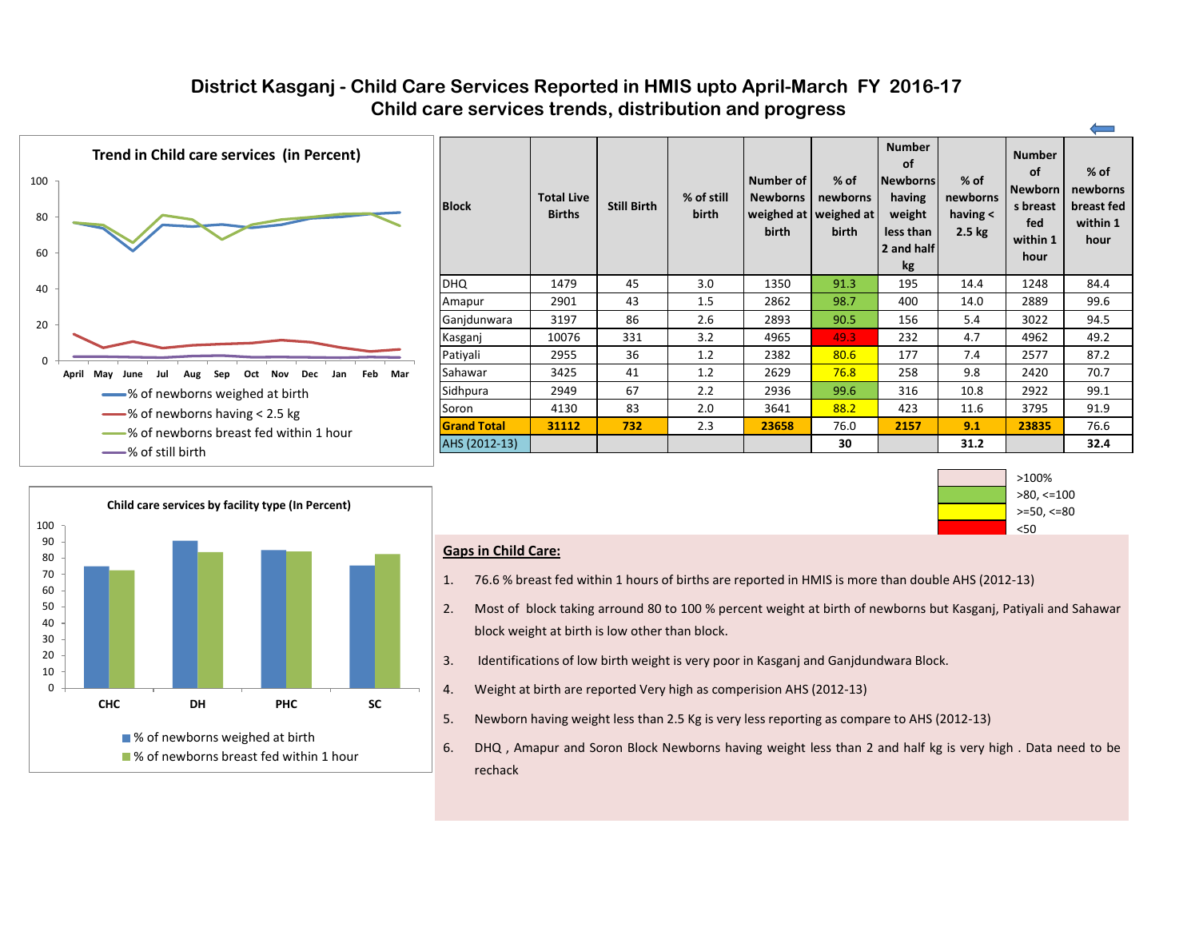# District Kasganj - Child Care Services Reported in HMIS upto April-March FY 2016-17

## Child care services trends, distribution and progress

**Trend in Child care services (in Percent)**

- % of newborns weighed at birth
- % of newborns having < 2.5 kg
- % of newborns breast fed within 1 hour
- % of still birth

| Block | Total Live Births | Still Birth | % of still birth | Number of Newborns weighed at birth | % of newborns weighed at birth | Number of Newborns having weight less than 2 and half kg | % of newborns having < 2.5 kg | Number of Newborns breast fed within 1 hour | % of newborns breast fed within 1 hour |
|---|---|---|---|---|---|---|---|---|---|
| DHQ | 1479 | 45 | 3.0 | 1350 | 91.3 | 195 | 14.4 | 1248 | 84.4 |
| Amapur | 2901 | 43 | 1.5 | 2862 | 98.7 | 400 | 14.0 | 2889 | 99.6 |
| Ganjdunwara | 3197 | 86 | 2.6 | 2893 | 90.5 | 156 | 5.4 | 3022 | 94.5 |
| Kasganj | 10076 | 331 | 3.2 | 4965 | 49.3 | 232 | 4.7 | 4962 | 49.2 |
| Patiyali | 2955 | 36 | 1.2 | 2382 | 80.6 | 177 | 7.4 | 2577 | 87.2 |
| Sahawar | 3425 | 41 | 1.2 | 2629 | 76.8 | 258 | 9.8 | 2420 | 70.7 |
| Sidhpura | 2949 | 67 | 2.2 | 2936 | 99.6 | 316 | 10.8 | 2922 | 99.1 |
| Soron | 4130 | 83 | 2.0 | 3641 | 88.2 | 423 | 11.6 | 3795 | 91.9 |
| **Grand Total** | **31112** | **732** | 2.3 | **23658** | 76.0 | **2157** | **9.1** | **23835** | 76.6 |
| AHS (2012-13) | | | | | **30** | | **31.2** | | **32.4** |

Legend: >100%; >80, <=100; >=50, <=80; <50

**Child care services by facility type (In Percent)**

- % of newborns weighed at birth
- % of newborns breast fed within 1 hour

**Gaps in Child Care:**

1. 76.6 % breast fed within 1 hours of births are reported in HMIS is more than double AHS (2012-13)
2. Most of block taking arround 80 to 100 % percent weight at birth of newborns but Kasganj, Patiyali and Sahawar block weight at birth is low other than block.
3. Identifications of low birth weight is very poor in Kasganj and Ganjdundwara Block.
4. Weight at birth are reported Very high as comperision AHS (2012-13)
5. Newborn having weight less than 2.5 Kg is very less reporting as compare to AHS (2012-13)
6. DHQ , Amapur and Soron Block Newborns having weight less than 2 and half kg is very high . Data need to be recheck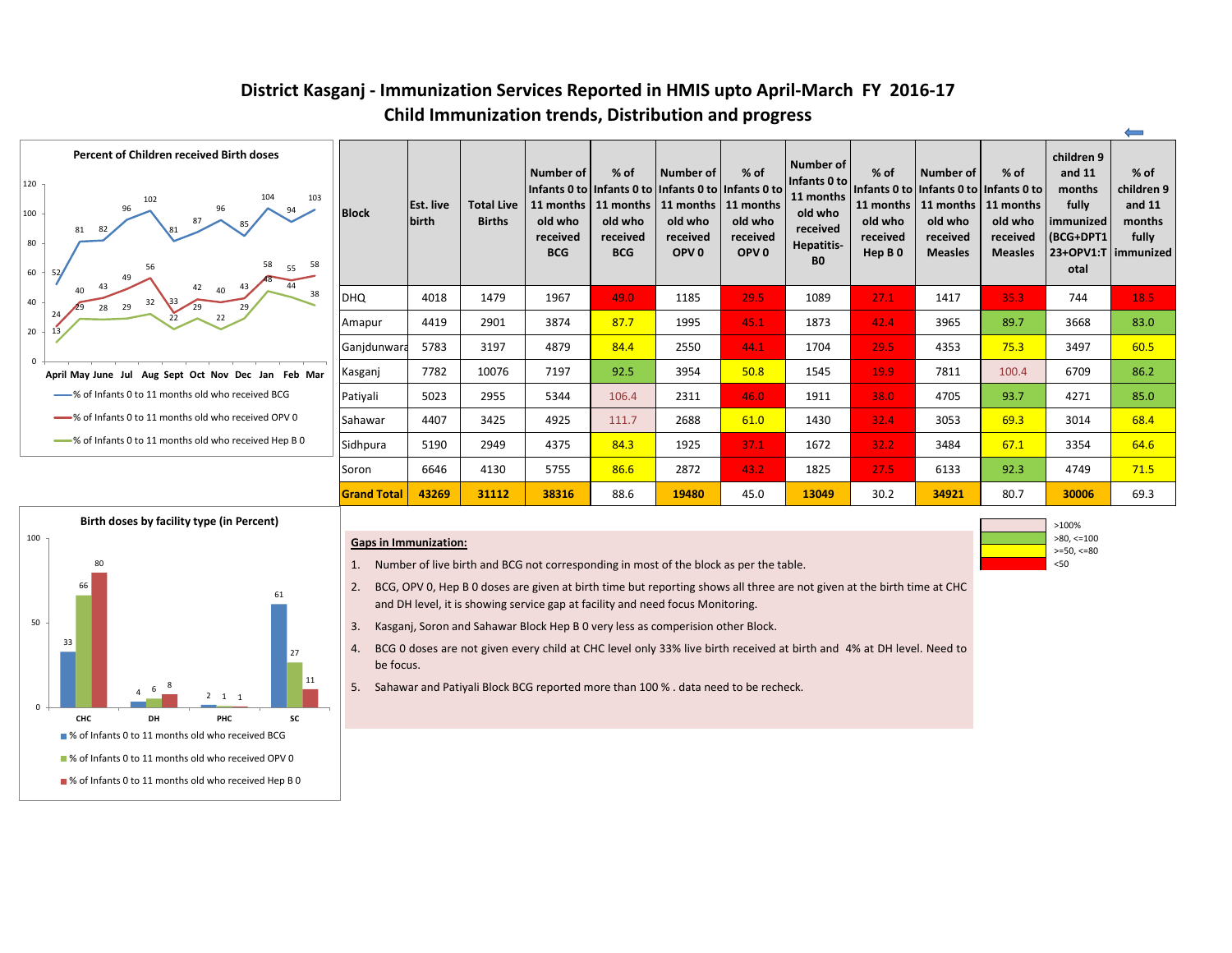# District Kasganj - Immunization Services Reported in HMIS upto April-March FY 2016-17

## Child Immunization trends, Distribution and progress

**Percent of Children received Birth doses**

| Month | % of Infants 0 to 11 months old who received BCG | % of Infants 0 to 11 months old who received OPV 0 | % of Infants 0 to 11 months old who received Hep B 0 |
|---|---|---|---|
| April | 52 | 24 | 13 |
| May | 81 | 40 | 29 |
| June | 82 | 43 | 28 |
| Jul | 96 | 49 | 29 |
| Aug | 102 | 56 | 32 |
| Sept | 81 | 33 | 22 |
| Oct | 87 | 42 | 29 |
| Nov | 96 | 40 | 22 |
| Dec | 85 | 43 | 29 |
| Jan | 104 | 58 | 48 |
| Feb | 94 | 55 | 44 |
| Mar | 103 | 58 | 38 |

| Block | Est. live birth | Total Live Births | Number of Infants 0 to 11 months old who received BCG | % of Infants 0 to 11 months old who received BCG | Number of Infants 0 to 11 months old who received OPV 0 | % of Infants 0 to 11 months old who received OPV 0 | Number of Infants 0 to 11 months old who received Hepatitis-B0 | % of Infants 0 to 11 months old who received Hep B 0 | Number of Infants 0 to 11 months old who received Measles | % of Infants 0 to 11 months old who received Measles | children 9 and 11 months fully immunized (BCG+DPT123+OPV1:Total | % of children 9 and 11 months fully immunized |
|---|---|---|---|---|---|---|---|---|---|---|---|---|
| DHQ | 4018 | 1479 | 1967 | 49.0 | 1185 | 29.5 | 1089 | 27.1 | 1417 | 35.3 | 744 | 18.5 |
| Amapur | 4419 | 2901 | 3874 | 87.7 | 1995 | 45.1 | 1873 | 42.4 | 3965 | 89.7 | 3668 | 83.0 |
| Ganjdunwara | 5783 | 3197 | 4879 | 84.4 | 2550 | 44.1 | 1704 | 29.5 | 4353 | 75.3 | 3497 | 60.5 |
| Kasganj | 7782 | 10076 | 7197 | 92.5 | 3954 | 50.8 | 1545 | 19.9 | 7811 | 100.4 | 6709 | 86.2 |
| Patiyali | 5023 | 2955 | 5344 | 106.4 | 2311 | 46.0 | 1911 | 38.0 | 4705 | 93.7 | 4271 | 85.0 |
| Sahawar | 4407 | 3425 | 4925 | 111.7 | 2688 | 61.0 | 1430 | 32.4 | 3053 | 69.3 | 3014 | 68.4 |
| Sidhpura | 5190 | 2949 | 4375 | 84.3 | 1925 | 37.1 | 1672 | 32.2 | 3484 | 67.1 | 3354 | 64.6 |
| Soron | 6646 | 4130 | 5755 | 86.6 | 2872 | 43.2 | 1825 | 27.5 | 6133 | 92.3 | 4749 | 71.5 |
| **Grand Total** | **43269** | **31112** | **38316** | 88.6 | **19480** | 45.0 | **13049** | 30.2 | **34921** | 80.7 | **30006** | 69.3 |

Legend: >100% ; >80, <=100 ; >=50, <=80 ; <50

**Birth doses by facility type (in Percent)**

| Facility | % of Infants 0 to 11 months old who received BCG | % of Infants 0 to 11 months old who received OPV 0 | % of Infants 0 to 11 months old who received Hep B 0 |
|---|---|---|---|
| CHC | 33 | 66 | 80 |
| DH | 4 | 6 | 8 |
| PHC | 2 | 1 | 1 |
| SC | 61 | 27 | 11 |

**Gaps in Immunization:**

1. Number of live birth and BCG not corresponding in most of the block as per the table.
2. BCG, OPV 0, Hep B 0 doses are given at birth time but reporting shows all three are not given at the birth time at CHC and DH level, it is showing service gap at facility and need focus Monitoring.
3. Kasganj, Soron and Sahawar Block Hep B 0 very less as comperision other Block.
4. BCG 0 doses are not given every child at CHC level only 33% live birth received at birth and 4% at DH level. Need to be focus.
5. Sahawar and Patiyali Block BCG reported more than 100 % . data need to be recheck.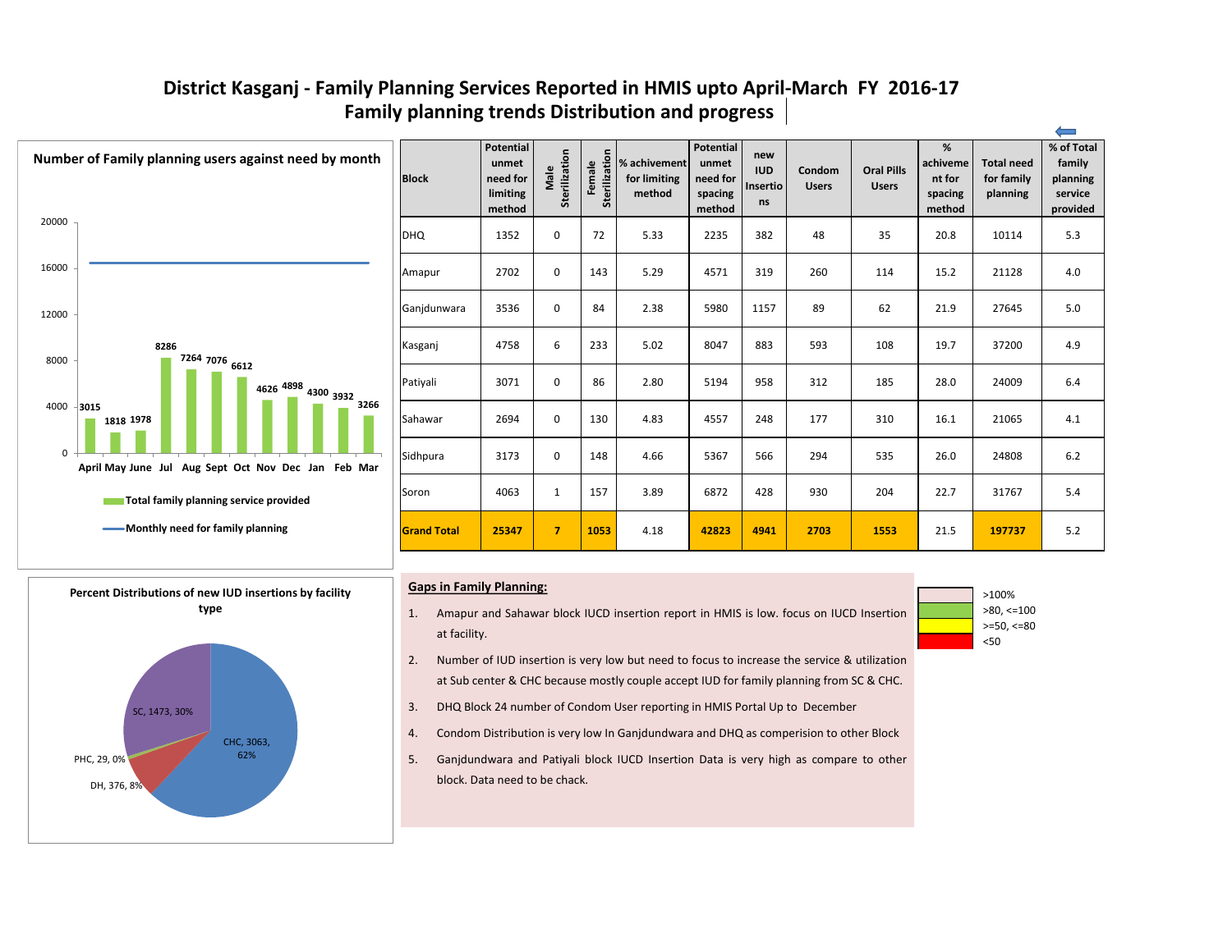# District Kasganj - Family Planning Services Reported in HMIS upto April-March FY 2016-17

## Family planning trends Distribution and progress

**Number of Family planning users against need by month**

| Month | Total family planning service provided |
|---|---|
| April | 3015 |
| May | 1818 |
| June | 1978 |
| Jul | 8286 |
| Aug | 7264 |
| Sept | 7076 |
| Oct | 6612 |
| Nov | 4626 |
| Dec | 4898 |
| Jan | 4300 |
| Feb | 3932 |
| Mar | 3266 |

Total family planning service provided

Monthly need for family planning

| Block | Potential unmet need for limiting method | Male Sterilization | Female Sterilization | % achivement for limiting method | Potential unmet need for spacing method | new IUD Insertions | Condom Users | Oral Pills Users | % achivement for spacing method | Total need for family planning | % of Total family planning service provided |
|---|---|---|---|---|---|---|---|---|---|---|---|
| DHQ | 1352 | 0 | 72 | 5.33 | 2235 | 382 | 48 | 35 | 20.8 | 10114 | 5.3 |
| Amapur | 2702 | 0 | 143 | 5.29 | 4571 | 319 | 260 | 114 | 15.2 | 21128 | 4.0 |
| Ganjdunwara | 3536 | 0 | 84 | 2.38 | 5980 | 1157 | 89 | 62 | 21.9 | 27645 | 5.0 |
| Kasganj | 4758 | 6 | 233 | 5.02 | 8047 | 883 | 593 | 108 | 19.7 | 37200 | 4.9 |
| Patiyali | 3071 | 0 | 86 | 2.80 | 5194 | 958 | 312 | 185 | 28.0 | 24009 | 6.4 |
| Sahawar | 2694 | 0 | 130 | 4.83 | 4557 | 248 | 177 | 310 | 16.1 | 21065 | 4.1 |
| Sidhpura | 3173 | 0 | 148 | 4.66 | 5367 | 566 | 294 | 535 | 26.0 | 24808 | 6.2 |
| Soron | 4063 | 1 | 157 | 3.89 | 6872 | 428 | 930 | 204 | 22.7 | 31767 | 5.4 |
| **Grand Total** | **25347** | **7** | **1053** | 4.18 | **42823** | **4941** | **2703** | **1553** | 21.5 | **197737** | 5.2 |

**Percent Distributions of new IUD insertions by facility type**

| Facility | Number | Percent |
|---|---|---|
| CHC | 3063 | 62% |
| DH | 376 | 8% |
| PHC | 29 | 0% |
| SC | 1473 | 30% |

**Gaps in Family Planning:**

1. Amapur and Sahawar block IUCD insertion report in HMIS is low. focus on IUCD Insertion at facility.
2. Number of IUD insertion is very low but need to focus to increase the service & utilization at Sub center & CHC because mostly couple accept IUD for family planning from SC & CHC.
3. DHQ Block 24 number of Condom User reporting in HMIS Portal Up to December
4. Condom Distribution is very low In Ganjdwara and DHQ as comperision to other Block
5. Ganjdundwara and Patiyali block IUCD Insertion Data is very high as compare to other block. Data need to be chack.

| Legend |
|---|
| >100% |
| >80, <=100 |
| >=50, <=80 |
| <50 |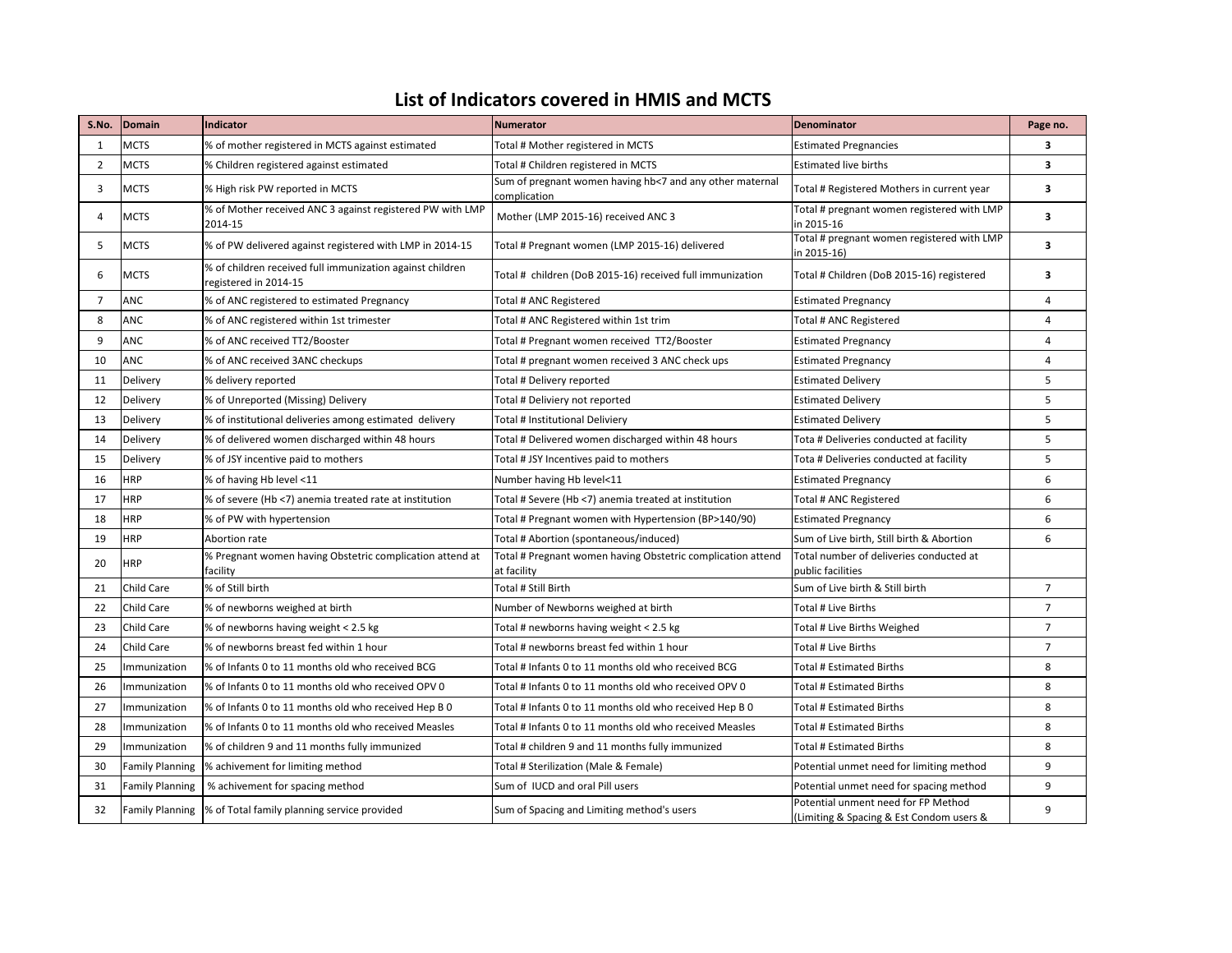# List of Indicators covered in HMIS and MCTS

| S.No. | Domain | Indicator | Numerator | Denominator | Page no. |
|---|---|---|---|---|---|
| 1 | MCTS | % of mother registered in MCTS against estimated | Total # Mother registered in MCTS | Estimated Pregnancies | **3** |
| 2 | MCTS | % Children registered against estimated | Total # Children registered in MCTS | Estimated live births | **3** |
| 3 | MCTS | % High risk PW reported in MCTS | Sum of pregnant women having hb<7 and any other maternal complication | Total # Registered Mothers in current year | **3** |
| 4 | MCTS | % of Mother received ANC 3 against registered PW with LMP 2014-15 | Mother (LMP 2015-16) received ANC 3 | Total # pregnant women registered with LMP in 2015-16 | **3** |
| 5 | MCTS | % of PW delivered against registered with LMP in 2014-15 | Total # Pregnant women (LMP 2015-16) delivered | Total # pregnant women registered with LMP in 2015-16) | **3** |
| 6 | MCTS | % of children received full immunization against children registered in 2014-15 | Total # children (DoB 2015-16) received full immunization | Total # Children (DoB 2015-16) registered | **3** |
| 7 | ANC | % of ANC registered to estimated Pregnancy | Total # ANC Registered | Estimated Pregnancy | 4 |
| 8 | ANC | % of ANC registered within 1st trimester | Total # ANC Registered within 1st trim | Total # ANC Registered | 4 |
| 9 | ANC | % of ANC received TT2/Booster | Total # Pregnant women received TT2/Booster | Estimated Pregnancy | 4 |
| 10 | ANC | % of ANC received 3ANC checkups | Total # pregnant women received 3 ANC check ups | Estimated Pregnancy | 4 |
| 11 | Delivery | % delivery reported | Total # Delivery reported | Estimated Delivery | 5 |
| 12 | Delivery | % of Unreported (Missing) Delivery | Total # Deliviery not reported | Estimated Delivery | 5 |
| 13 | Delivery | % of institutional deliveries among estimated delivery | Total # Institutional Deliviery | Estimated Delivery | 5 |
| 14 | Delivery | % of delivered women discharged within 48 hours | Total # Delivered women discharged within 48 hours | Tota # Deliveries conducted at facility | 5 |
| 15 | Delivery | % of JSY incentive paid to mothers | Total # JSY Incentives paid to mothers | Tota # Deliveries conducted at facility | 5 |
| 16 | HRP | % of having Hb level <11 | Number having Hb level<11 | Estimated Pregnancy | 6 |
| 17 | HRP | % of severe (Hb <7) anemia treated rate at institution | Total # Severe (Hb <7) anemia treated at institution | Total # ANC Registered | 6 |
| 18 | HRP | % of PW with hypertension | Total # Pregnant women with Hypertension (BP>140/90) | Estimated Pregnancy | 6 |
| 19 | HRP | Abortion rate | Total # Abortion (spontaneous/induced) | Sum of Live birth, Still birth & Abortion | 6 |
| 20 | HRP | % Pregnant women having Obstetric complication attend at facility | Total # Pregnant women having Obstetric complication attend at facility | Total number of deliveries conducted at public facilities | |
| 21 | Child Care | % of Still birth | Total # Still Birth | Sum of Live birth & Still birth | 7 |
| 22 | Child Care | % of newborns weighed at birth | Number of Newborns weighed at birth | Total # Live Births | 7 |
| 23 | Child Care | % of newborns having weight < 2.5 kg | Total # newborns having weight < 2.5 kg | Total # Live Births Weighed | 7 |
| 24 | Child Care | % of newborns breast fed within 1 hour | Total # newborns breast fed within 1 hour | Total # Live Births | 7 |
| 25 | Immunization | % of Infants 0 to 11 months old who received BCG | Total # Infants 0 to 11 months old who received BCG | Total # Estimated Births | 8 |
| 26 | Immunization | % of Infants 0 to 11 months old who received OPV 0 | Total # Infants 0 to 11 months old who received OPV 0 | Total # Estimated Births | 8 |
| 27 | Immunization | % of Infants 0 to 11 months old who received Hep B 0 | Total # Infants 0 to 11 months old who received Hep B 0 | Total # Estimated Births | 8 |
| 28 | Immunization | % of Infants 0 to 11 months old who received Measles | Total # Infants 0 to 11 months old who received Measles | Total # Estimated Births | 8 |
| 29 | Immunization | % of children 9 and 11 months fully immunized | Total # children 9 and 11 months fully immunized | Total # Estimated Births | 8 |
| 30 | Family Planning | % achivement for limiting method | Total # Sterilization (Male & Female) | Potential unmet need for limiting method | 9 |
| 31 | Family Planning | % achivement for spacing method | Sum of IUCD and oral Pill users | Potential unmet need for spacing method | 9 |
| 32 | Family Planning | % of Total family planning service provided | Sum of Spacing and Limiting method's users | Potential unment need for FP Method (Limiting & Spacing & Est Condom users & | 9 |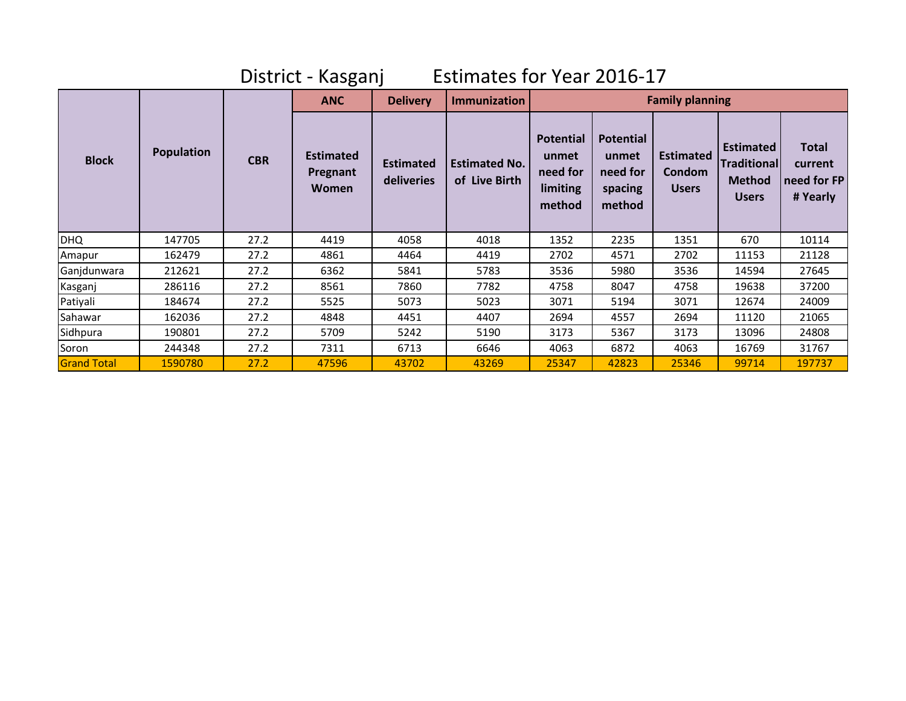# District - Kasganj Estimates for Year 2016-17

| Block | Population | CBR | ANC | Delivery | Immunization | Family planning | | | | |
|---|---|---|---|---|---|---|---|---|---|---|
| | | | Estimated Pregnant Women | Estimated deliveries | Estimated No. of Live Birth | Potential unmet need for limiting method | Potential unmet need for spacing method | Estimated Condom Users | Estimated Traditional Method Users | Total current need for FP # Yearly |
| DHQ | 147705 | 27.2 | 4419 | 4058 | 4018 | 1352 | 2235 | 1351 | 670 | 10114 |
| Amapur | 162479 | 27.2 | 4861 | 4464 | 4419 | 2702 | 4571 | 2702 | 11153 | 21128 |
| Ganjdunwara | 212621 | 27.2 | 6362 | 5841 | 5783 | 3536 | 5980 | 3536 | 14594 | 27645 |
| Kasganj | 286116 | 27.2 | 8561 | 7860 | 7782 | 4758 | 8047 | 4758 | 19638 | 37200 |
| Patiyali | 184674 | 27.2 | 5525 | 5073 | 5023 | 3071 | 5194 | 3071 | 12674 | 24009 |
| Sahawar | 162036 | 27.2 | 4848 | 4451 | 4407 | 2694 | 4557 | 2694 | 11120 | 21065 |
| Sidhpura | 190801 | 27.2 | 5709 | 5242 | 5190 | 3173 | 5367 | 3173 | 13096 | 24808 |
| Soron | 244348 | 27.2 | 7311 | 6713 | 6646 | 4063 | 6872 | 4063 | 16769 | 31767 |
| Grand Total | 1590780 | 27.2 | 47596 | 43702 | 43269 | 25347 | 42823 | 25346 | 99714 | 197737 |